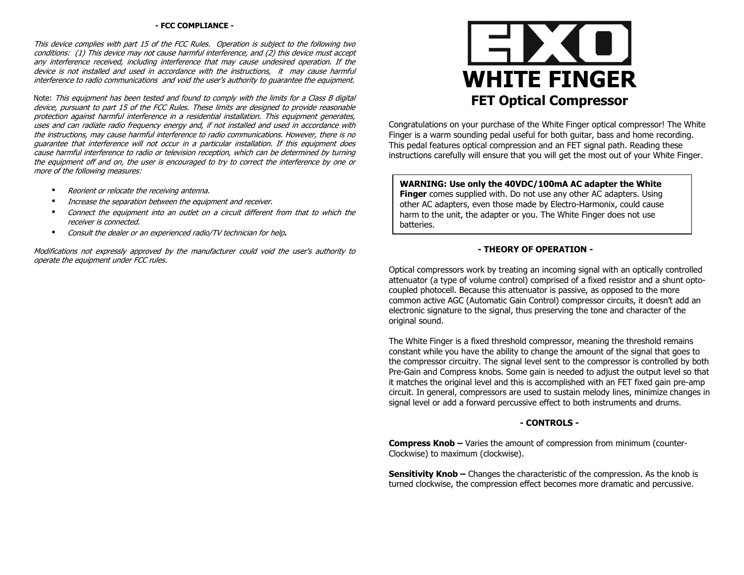## - FCC COMPLIANCE -

*This device complies with part 15 of the FCC Rules. Operation is subject to the following two conditions: (1) This device may not cause harmful interference, and (2) this device must accept any interference received, including interference that may cause undesired operation. If the device is not installed and used in accordance with the instructions, it may cause harmful interference to radio communications and void the user's authority to guarantee the equipment.*

Note: *This equipment has been tested and found to comply with the limits for a Class B digital device, pursuant to part 15 of the FCC Rules. These limits are designed to provide reasonable protection against harmful interference in a residential installation. This equipment generates, uses and can radiate radio frequency energy and, if not installed and used in accordance with the instructions, may cause harmful interference to radio communications. However, there is no guarantee that interference will not occur in a particular installation. If this equipment does cause harmful interference to radio or television reception, which can be determined by turning the equipment off and on, the user is encouraged to try to correct the interference by one or more of the following measures:*

- *Reorient or relocate the receiving antenna.*
- *Increase the separation between the equipment and receiver.*
- *Connect the equipment into an outlet on a circuit different from that to which the receiver is connected.*
- *Consult the dealer or an experienced radio/TV technician for help.*

*Modifications not expressly approved by the manufacturer could void the user's authority to operate the equipment under FCC rules.*

# EHX

# WHITE FINGER

## FET Optical Compressor

Congratulations on your purchase of the White Finger optical compressor! The White Finger is a warm sounding pedal useful for both guitar, bass and home recording. This pedal features optical compression and an FET signal path. Reading these instructions carefully will ensure that you will get the most out of your White Finger.

> **WARNING: Use only the 40VDC/100mA AC adapter the White Finger** comes supplied with. Do not use any other AC adapters. Using other AC adapters, even those made by Electro-Harmonix, could cause harm to the unit, the adapter or you. The White Finger does not use batteries.

## - THEORY OF OPERATION -

Optical compressors work by treating an incoming signal with an optically controlled attenuator (a type of volume control) comprised of a fixed resistor and a shunt opto-coupled photocell. Because this attenuator is passive, as opposed to the more common active AGC (Automatic Gain Control) compressor circuits, it doesn't add an electronic signature to the signal, thus preserving the tone and character of the original sound.

The White Finger is a fixed threshold compressor, meaning the threshold remains constant while you have the ability to change the amount of the signal that goes to the compressor circuitry. The signal level sent to the compressor is controlled by both Pre-Gain and Compress knobs. Some gain is needed to adjust the output level so that it matches the original level and this is accomplished with an FET fixed gain pre-amp circuit. In general, compressors are used to sustain melody lines, minimize changes in signal level or add a forward percussive effect to both instruments and drums.

## - CONTROLS -

**Compress Knob –** Varies the amount of compression from minimum (counter-Clockwise) to maximum (clockwise).

**Sensitivity Knob –** Changes the characteristic of the compression. As the knob is turned clockwise, the compression effect becomes more dramatic and percussive.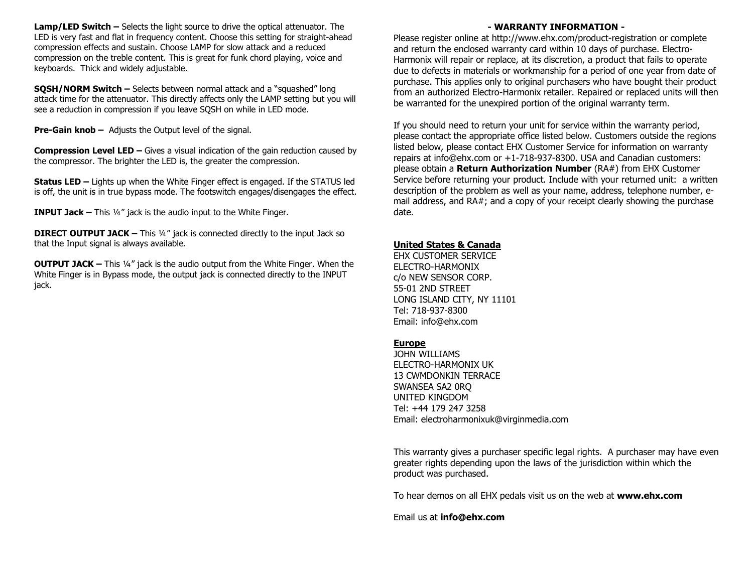**Lamp/LED Switch –** Selects the light source to drive the optical attenuator. The LED is very fast and flat in frequency content. Choose this setting for straight-ahead compression effects and sustain. Choose LAMP for slow attack and a reduced compression on the treble content. This is great for funk chord playing, voice and keyboards. Thick and widely adjustable.

**SQSH/NORM Switch –** Selects between normal attack and a "squashed" long attack time for the attenuator. This directly affects only the LAMP setting but you will see a reduction in compression if you leave SQSH on while in LED mode.

**Pre-Gain knob –** Adjusts the Output level of the signal.

**Compression Level LED –** Gives a visual indication of the gain reduction caused by the compressor. The brighter the LED is, the greater the compression.

**Status LED –** Lights up when the White Finger effect is engaged. If the STATUS led is off, the unit is in true bypass mode. The footswitch engages/disengages the effect.

**INPUT Jack –** This ¼" jack is the audio input to the White Finger.

**DIRECT OUTPUT JACK –** This ¼" jack is connected directly to the input Jack so that the Input signal is always available.

**OUTPUT JACK –** This ¼" jack is the audio output from the White Finger. When the White Finger is in Bypass mode, the output jack is connected directly to the INPUT jack.

## - WARRANTY INFORMATION -

Please register online at http://www.ehx.com/product-registration or complete and return the enclosed warranty card within 10 days of purchase. Electro-Harmonix will repair or replace, at its discretion, a product that fails to operate due to defects in materials or workmanship for a period of one year from date of purchase. This applies only to original purchasers who have bought their product from an authorized Electro-Harmonix retailer. Repaired or replaced units will then be warranted for the unexpired portion of the original warranty term.

If you should need to return your unit for service within the warranty period, please contact the appropriate office listed below. Customers outside the regions listed below, please contact EHX Customer Service for information on warranty repairs at info@ehx.com or +1-718-937-8300. USA and Canadian customers: please obtain a **Return Authorization Number** (RA#) from EHX Customer Service before returning your product. Include with your returned unit: a written description of the problem as well as your name, address, telephone number, e-mail address, and RA#; and a copy of your receipt clearly showing the purchase date.

**United States & Canada**
EHX CUSTOMER SERVICE
ELECTRO-HARMONIX
c/o NEW SENSOR CORP.
55-01 2ND STREET
LONG ISLAND CITY, NY 11101
Tel: 718-937-8300
Email: info@ehx.com

**Europe**
JOHN WILLIAMS
ELECTRO-HARMONIX UK
13 CWMDONKIN TERRACE
SWANSEA SA2 0RQ
UNITED KINGDOM
Tel: +44 179 247 3258
Email: electroharmonixuk@virginmedia.com

This warranty gives a purchaser specific legal rights. A purchaser may have even greater rights depending upon the laws of the jurisdiction within which the product was purchased.

To hear demos on all EHX pedals visit us on the web at **www.ehx.com**

Email us at **info@ehx.com**